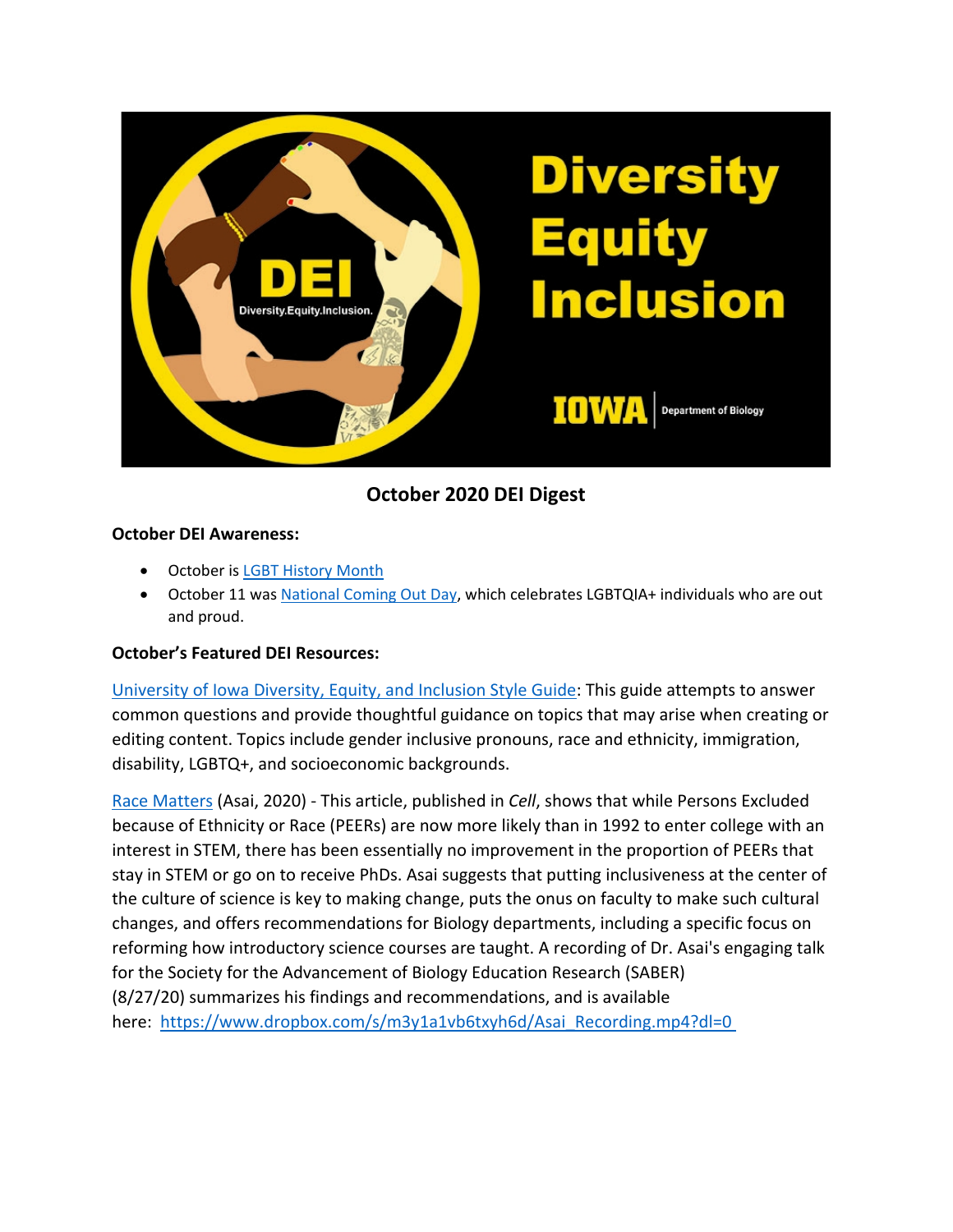## October 2020 DEI Digest

**October DEI Awareness:**

- October is [LGBT History Month]
- October 11 was [National Coming Out Day], which celebrates LGBTQIA+ individuals who are out and proud.

**October's Featured DEI Resources:**

University of Iowa Diversity, Equity, and Inclusion Style Guide: This guide attempts to answer common questions and provide thoughtful guidance on topics that may arise when creating or editing content. Topics include gender inclusive pronouns, race and ethnicity, immigration, disability, LGBTQ+, and socioeconomic backgrounds.

Race Matters (Asai, 2020) - This article, published in *Cell*, shows that while Persons Excluded because of Ethnicity or Race (PEERs) are now more likely than in 1992 to enter college with an interest in STEM, there has been essentially no improvement in the proportion of PEERs that stay in STEM or go on to receive PhDs. Asai suggests that putting inclusiveness at the center of the culture of science is key to making change, puts the onus on faculty to make such cultural changes, and offers recommendations for Biology departments, including a specific focus on reforming how introductory science courses are taught. A recording of Dr. Asai's engaging talk for the Society for the Advancement of Biology Education Research (SABER) (8/27/20) summarizes his findings and recommendations, and is available here: https://www.dropbox.com/s/m3y1a1vb6txyh6d/Asai_Recording.mp4?dl=0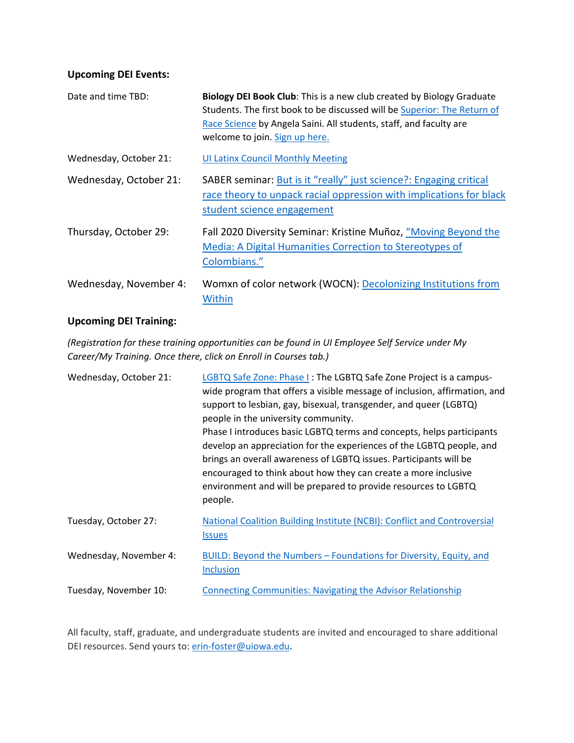**Upcoming DEI Events:**

| | |
|---|---|
| Date and time TBD: | **Biology DEI Book Club**: This is a new club created by Biology Graduate Students. The first book to be discussed will be Superior: The Return of Race Science by Angela Saini. All students, staff, and faculty are welcome to join. Sign up here. |
| Wednesday, October 21: | UI Latinx Council Monthly Meeting |
| Wednesday, October 21: | SABER seminar: But is it "really" just science?: Engaging critical race theory to unpack racial oppression with implications for black student science engagement |
| Thursday, October 29: | Fall 2020 Diversity Seminar: Kristine Muñoz, "Moving Beyond the Media: A Digital Humanities Correction to Stereotypes of Colombians." |
| Wednesday, November 4: | Womxn of color network (WOCN): Decolonizing Institutions from Within |

**Upcoming DEI Training:**

*(Registration for these training opportunities can be found in UI Employee Self Service under My Career/My Training. Once there, click on Enroll in Courses tab.)*

| | |
|---|---|
| Wednesday, October 21: | LGBTQ Safe Zone: Phase I : The LGBTQ Safe Zone Project is a campus-wide program that offers a visible message of inclusion, affirmation, and support to lesbian, gay, bisexual, transgender, and queer (LGBTQ) people in the university community. Phase I introduces basic LGBTQ terms and concepts, helps participants develop an appreciation for the experiences of the LGBTQ people, and brings an overall awareness of LGBTQ issues. Participants will be encouraged to think about how they can create a more inclusive environment and will be prepared to provide resources to LGBTQ people. |
| Tuesday, October 27: | National Coalition Building Institute (NCBI): Conflict and Controversial Issues |
| Wednesday, November 4: | BUILD: Beyond the Numbers – Foundations for Diversity, Equity, and Inclusion |
| Tuesday, November 10: | Connecting Communities: Navigating the Advisor Relationship |

All faculty, staff, graduate, and undergraduate students are invited and encouraged to share additional DEI resources. Send yours to: erin-foster@uiowa.edu.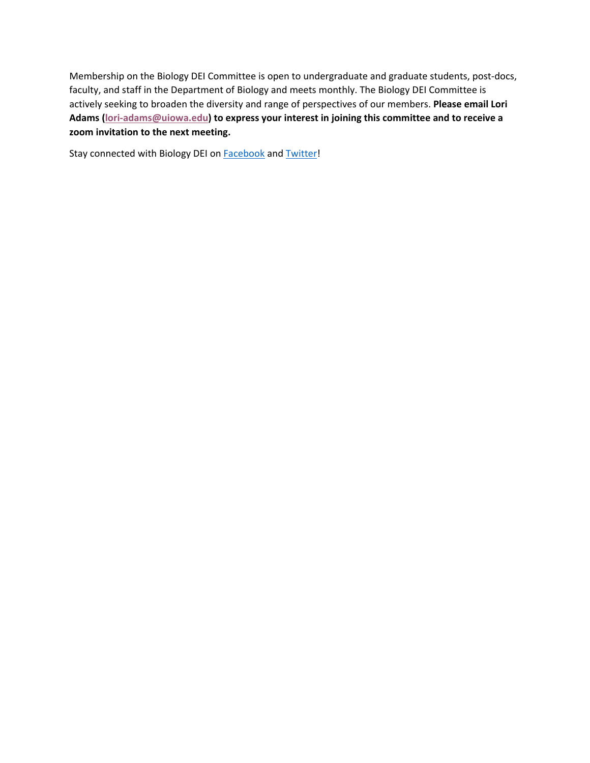Membership on the Biology DEI Committee is open to undergraduate and graduate students, post-docs, faculty, and staff in the Department of Biology and meets monthly. The Biology DEI Committee is actively seeking to broaden the diversity and range of perspectives of our members. **Please email Lori Adams (lori-adams@uiowa.edu) to express your interest in joining this committee and to receive a zoom invitation to the next meeting.**

Stay connected with Biology DEI on Facebook and Twitter!